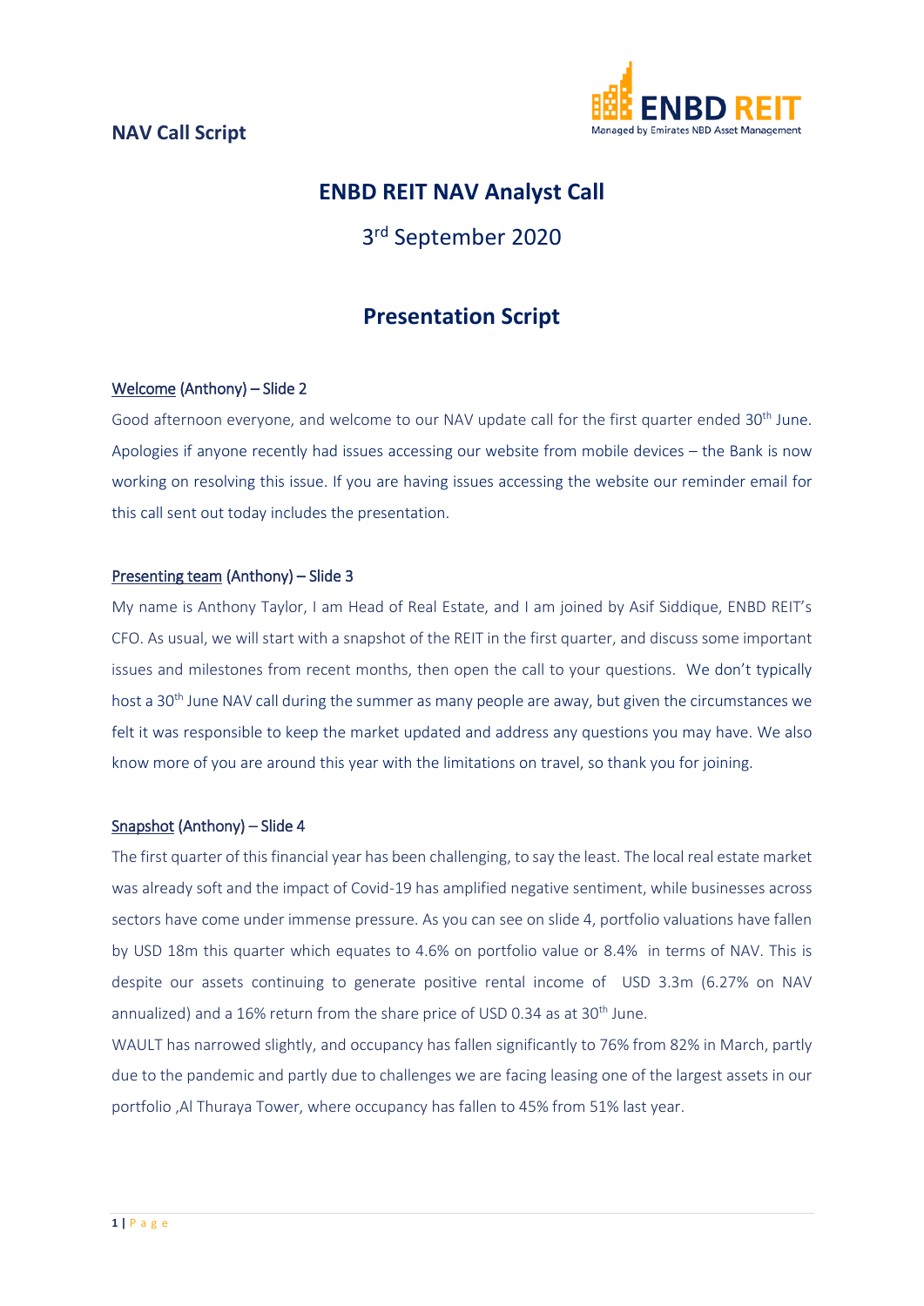**NAV Call Script**

# ENBD REIT NAV Analyst Call

3rd September 2020

## Presentation Script

### Welcome (Anthony) – Slide 2

Good afternoon everyone, and welcome to our NAV update call for the first quarter ended 30th June. Apologies if anyone recently had issues accessing our website from mobile devices – the Bank is now working on resolving this issue. If you are having issues accessing the website our reminder email for this call sent out today includes the presentation.

### Presenting team (Anthony) – Slide 3

My name is Anthony Taylor, I am Head of Real Estate, and I am joined by Asif Siddique, ENBD REIT's CFO. As usual, we will start with a snapshot of the REIT in the first quarter, and discuss some important issues and milestones from recent months, then open the call to your questions. We don't typically host a 30th June NAV call during the summer as many people are away, but given the circumstances we felt it was responsible to keep the market updated and address any questions you may have. We also know more of you are around this year with the limitations on travel, so thank you for joining.

### Snapshot (Anthony) – Slide 4

The first quarter of this financial year has been challenging, to say the least. The local real estate market was already soft and the impact of Covid-19 has amplified negative sentiment, while businesses across sectors have come under immense pressure. As you can see on slide 4, portfolio valuations have fallen by USD 18m this quarter which equates to 4.6% on portfolio value or 8.4% in terms of NAV. This is despite our assets continuing to generate positive rental income of USD 3.3m (6.27% on NAV annualized) and a 16% return from the share price of USD 0.34 as at 30th June.

WAULT has narrowed slightly, and occupancy has fallen significantly to 76% from 82% in March, partly due to the pandemic and partly due to challenges we are facing leasing one of the largest assets in our portfolio ,Al Thuraya Tower, where occupancy has fallen to 45% from 51% last year.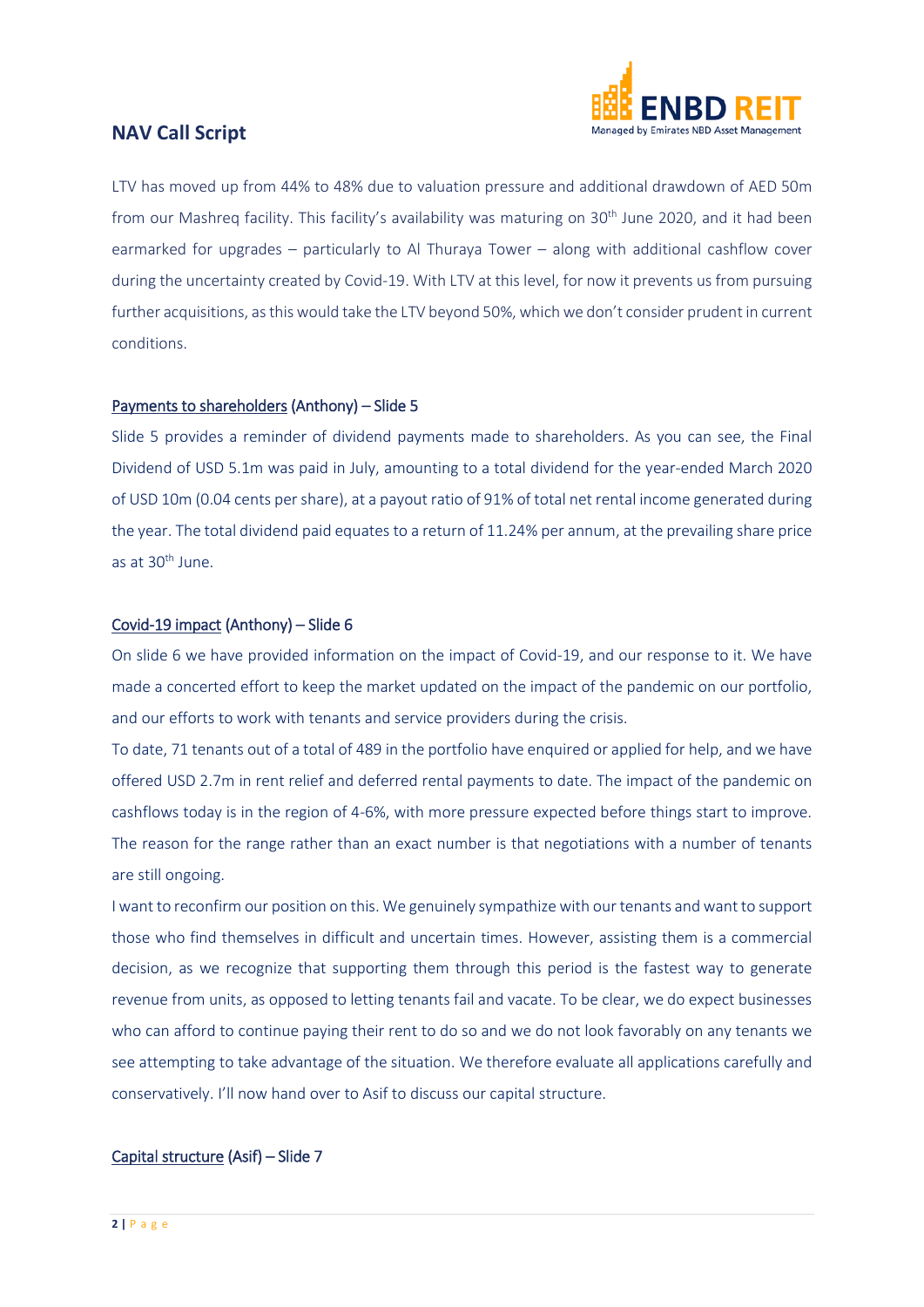LTV has moved up from 44% to 48% due to valuation pressure and additional drawdown of AED 50m from our Mashreq facility. This facility's availability was maturing on 30th June 2020, and it had been earmarked for upgrades – particularly to Al Thuraya Tower – along with additional cashflow cover during the uncertainty created by Covid-19. With LTV at this level, for now it prevents us from pursuing further acquisitions, as this would take the LTV beyond 50%, which we don't consider prudent in current conditions.

**Payments to shareholders (Anthony) – Slide 5**

Slide 5 provides a reminder of dividend payments made to shareholders. As you can see, the Final Dividend of USD 5.1m was paid in July, amounting to a total dividend for the year-ended March 2020 of USD 10m (0.04 cents per share), at a payout ratio of 91% of total net rental income generated during the year. The total dividend paid equates to a return of 11.24% per annum, at the prevailing share price as at 30th June.

**Covid-19 impact (Anthony) – Slide 6**

On slide 6 we have provided information on the impact of Covid-19, and our response to it. We have made a concerted effort to keep the market updated on the impact of the pandemic on our portfolio, and our efforts to work with tenants and service providers during the crisis.

To date, 71 tenants out of a total of 489 in the portfolio have enquired or applied for help, and we have offered USD 2.7m in rent relief and deferred rental payments to date. The impact of the pandemic on cashflows today is in the region of 4-6%, with more pressure expected before things start to improve. The reason for the range rather than an exact number is that negotiations with a number of tenants are still ongoing.

I want to reconfirm our position on this. We genuinely sympathize with our tenants and want to support those who find themselves in difficult and uncertain times. However, assisting them is a commercial decision, as we recognize that supporting them through this period is the fastest way to generate revenue from units, as opposed to letting tenants fail and vacate. To be clear, we do expect businesses who can afford to continue paying their rent to do so and we do not look favorably on any tenants we see attempting to take advantage of the situation. We therefore evaluate all applications carefully and conservatively. I'll now hand over to Asif to discuss our capital structure.

**Capital structure (Asif) – Slide 7**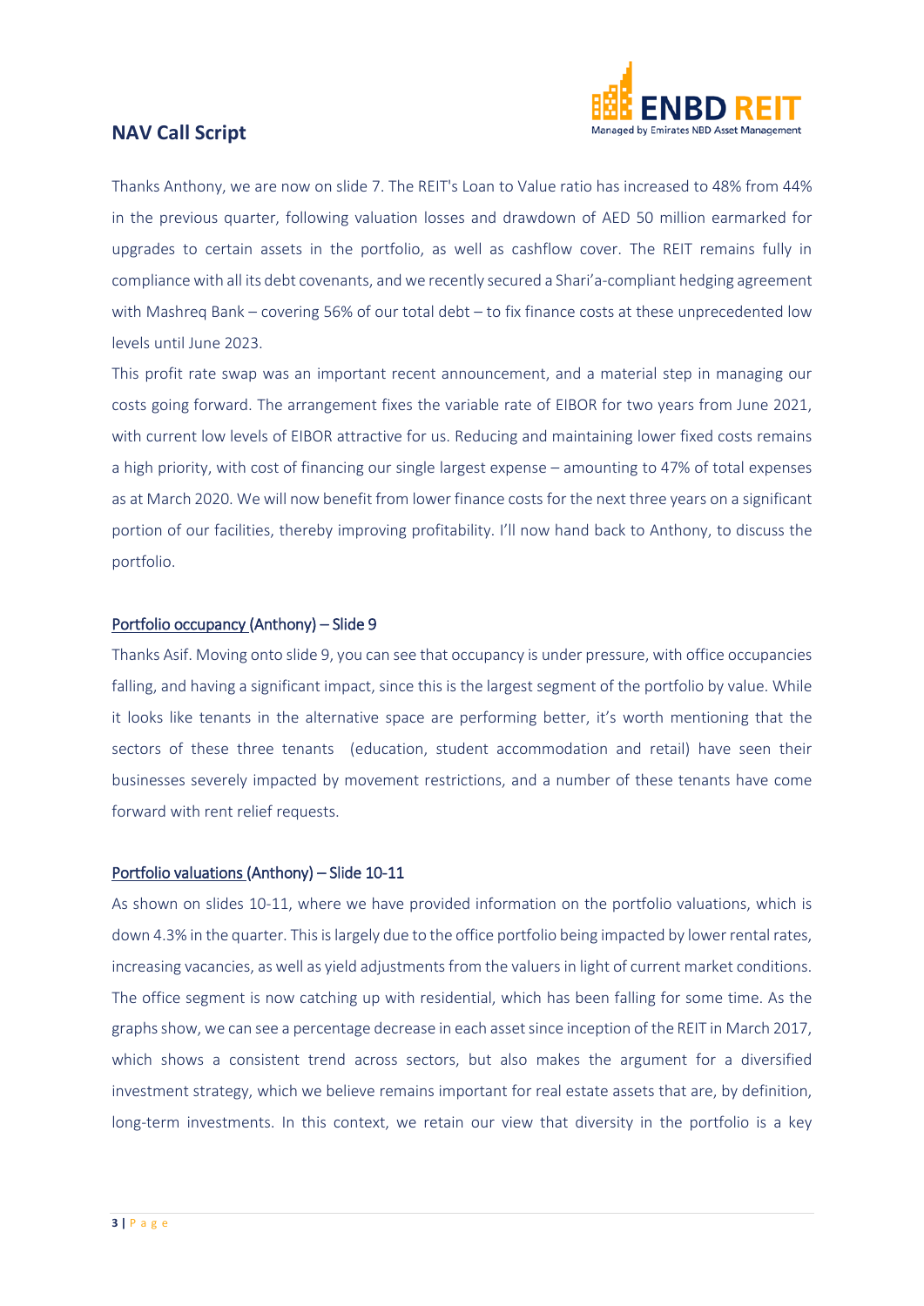Thanks Anthony, we are now on slide 7. The REIT's Loan to Value ratio has increased to 48% from 44% in the previous quarter, following valuation losses and drawdown of AED 50 million earmarked for upgrades to certain assets in the portfolio, as well as cashflow cover. The REIT remains fully in compliance with all its debt covenants, and we recently secured a Shari'a-compliant hedging agreement with Mashreq Bank – covering 56% of our total debt – to fix finance costs at these unprecedented low levels until June 2023.

This profit rate swap was an important recent announcement, and a material step in managing our costs going forward. The arrangement fixes the variable rate of EIBOR for two years from June 2021, with current low levels of EIBOR attractive for us. Reducing and maintaining lower fixed costs remains a high priority, with cost of financing our single largest expense – amounting to 47% of total expenses as at March 2020. We will now benefit from lower finance costs for the next three years on a significant portion of our facilities, thereby improving profitability. I'll now hand back to Anthony, to discuss the portfolio.

<u>Portfolio occupancy</u> (Anthony) – Slide 9

Thanks Asif. Moving onto slide 9, you can see that occupancy is under pressure, with office occupancies falling, and having a significant impact, since this is the largest segment of the portfolio by value. While it looks like tenants in the alternative space are performing better, it's worth mentioning that the sectors of these three tenants (education, student accommodation and retail) have seen their businesses severely impacted by movement restrictions, and a number of these tenants have come forward with rent relief requests.

<u>Portfolio valuations</u> (Anthony) – Slide 10-11

As shown on slides 10-11, where we have provided information on the portfolio valuations, which is down 4.3% in the quarter. This is largely due to the office portfolio being impacted by lower rental rates, increasing vacancies, as well as yield adjustments from the valuers in light of current market conditions. The office segment is now catching up with residential, which has been falling for some time. As the graphs show, we can see a percentage decrease in each asset since inception of the REIT in March 2017, which shows a consistent trend across sectors, but also makes the argument for a diversified investment strategy, which we believe remains important for real estate assets that are, by definition, long-term investments. In this context, we retain our view that diversity in the portfolio is a key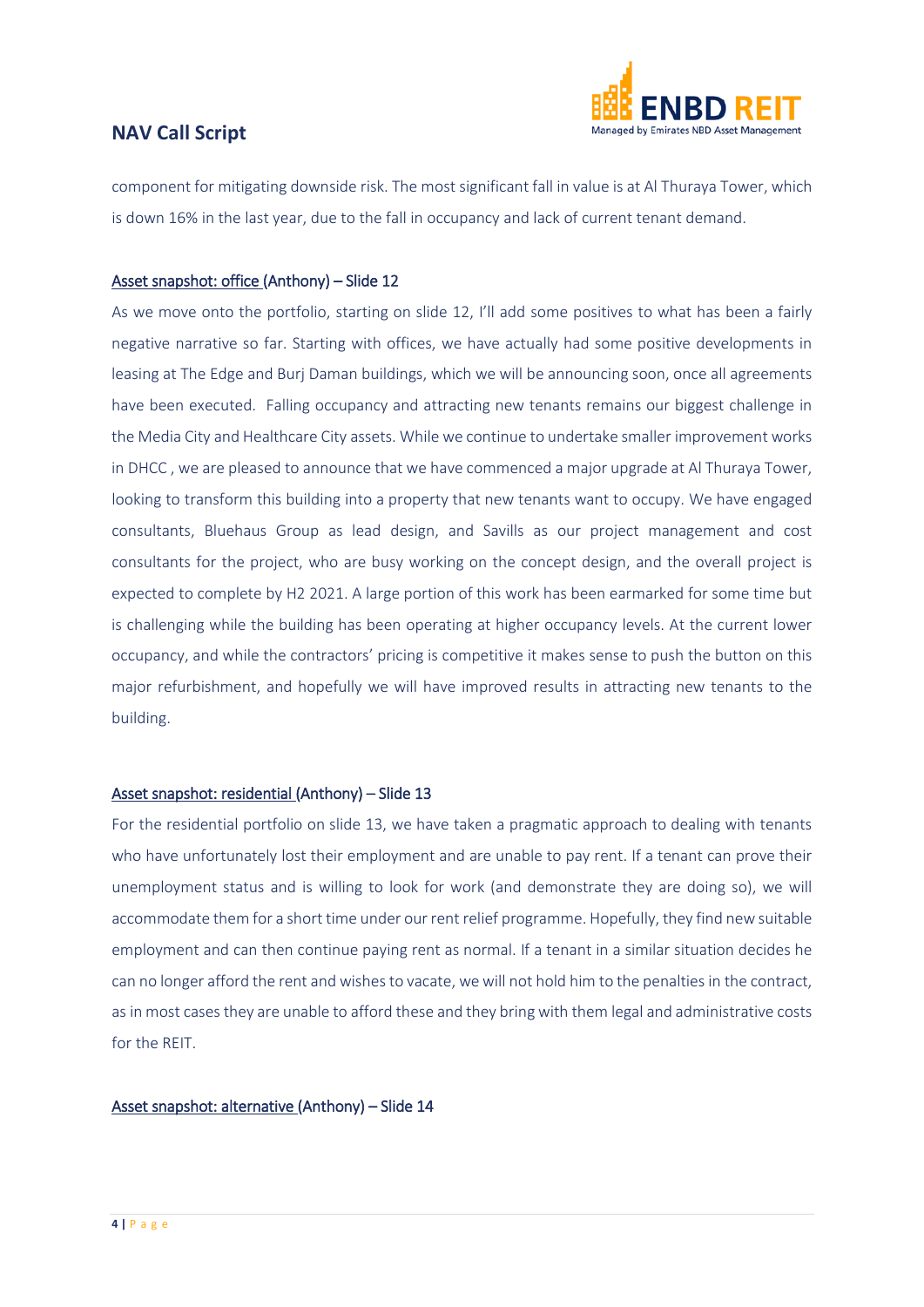component for mitigating downside risk. The most significant fall in value is at Al Thuraya Tower, which is down 16% in the last year, due to the fall in occupancy and lack of current tenant demand.

### <u>Asset snapshot: office</u> (Anthony) – Slide 12

As we move onto the portfolio, starting on slide 12, I'll add some positives to what has been a fairly negative narrative so far. Starting with offices, we have actually had some positive developments in leasing at The Edge and Burj Daman buildings, which we will be announcing soon, once all agreements have been executed. Falling occupancy and attracting new tenants remains our biggest challenge in the Media City and Healthcare City assets. While we continue to undertake smaller improvement works in DHCC , we are pleased to announce that we have commenced a major upgrade at Al Thuraya Tower, looking to transform this building into a property that new tenants want to occupy. We have engaged consultants, Bluehaus Group as lead design, and Savills as our project management and cost consultants for the project, who are busy working on the concept design, and the overall project is expected to complete by H2 2021. A large portion of this work has been earmarked for some time but is challenging while the building has been operating at higher occupancy levels. At the current lower occupancy, and while the contractors' pricing is competitive it makes sense to push the button on this major refurbishment, and hopefully we will have improved results in attracting new tenants to the building.

### <u>Asset snapshot: residential</u> (Anthony) – Slide 13

For the residential portfolio on slide 13, we have taken a pragmatic approach to dealing with tenants who have unfortunately lost their employment and are unable to pay rent. If a tenant can prove their unemployment status and is willing to look for work (and demonstrate they are doing so), we will accommodate them for a short time under our rent relief programme. Hopefully, they find new suitable employment and can then continue paying rent as normal. If a tenant in a similar situation decides he can no longer afford the rent and wishes to vacate, we will not hold him to the penalties in the contract, as in most cases they are unable to afford these and they bring with them legal and administrative costs for the REIT.

### <u>Asset snapshot: alternative</u> (Anthony) – Slide 14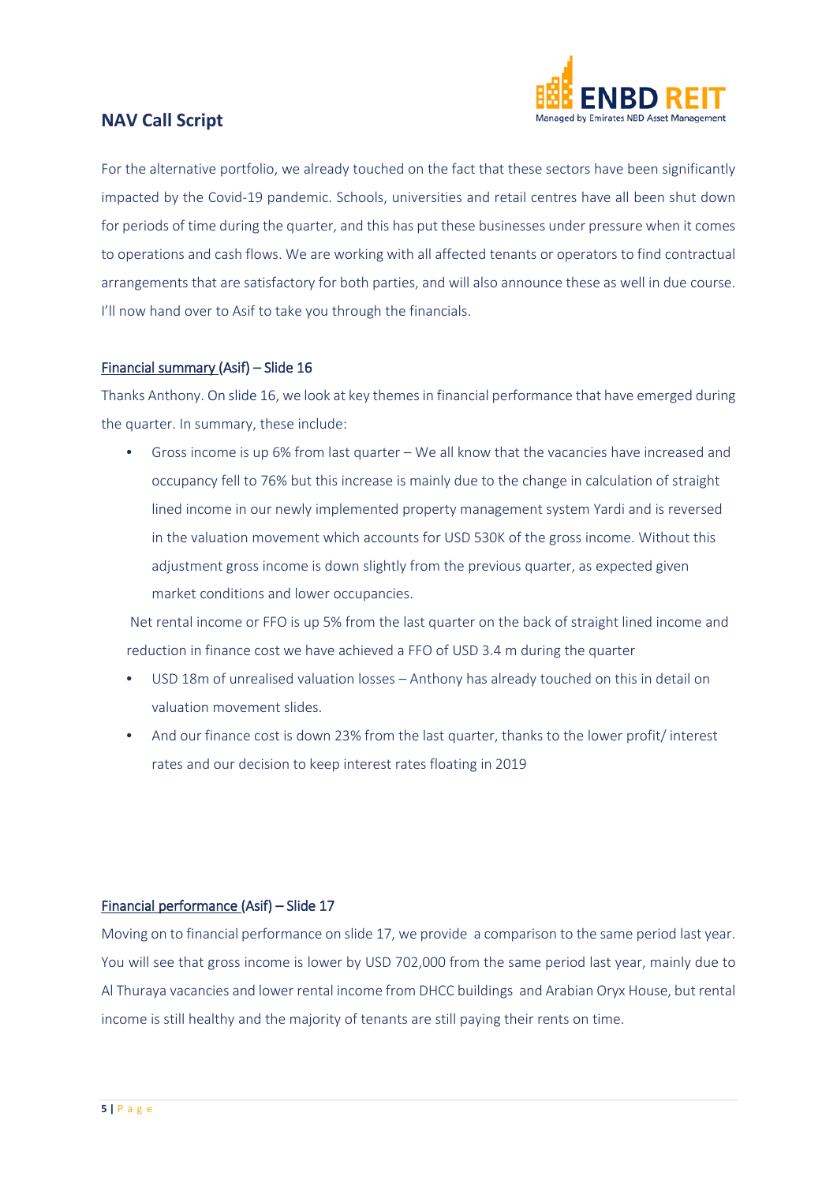For the alternative portfolio, we already touched on the fact that these sectors have been significantly impacted by the Covid-19 pandemic. Schools, universities and retail centres have all been shut down for periods of time during the quarter, and this has put these businesses under pressure when it comes to operations and cash flows. We are working with all affected tenants or operators to find contractual arrangements that are satisfactory for both parties, and will also announce these as well in due course. I'll now hand over to Asif to take you through the financials.

Financial summary (Asif) – Slide 16

Thanks Anthony. On slide 16, we look at key themes in financial performance that have emerged during the quarter. In summary, these include:

- Gross income is up 6% from last quarter – We all know that the vacancies have increased and occupancy fell to 76% but this increase is mainly due to the change in calculation of straight lined income in our newly implemented property management system Yardi and is reversed in the valuation movement which accounts for USD 530K of the gross income. Without this adjustment gross income is down slightly from the previous quarter, as expected given market conditions and lower occupancies.

  Net rental income or FFO is up 5% from the last quarter on the back of straight lined income and reduction in finance cost we have achieved a FFO of USD 3.4 m during the quarter

- USD 18m of unrealised valuation losses – Anthony has already touched on this in detail on valuation movement slides.
- And our finance cost is down 23% from the last quarter, thanks to the lower profit/ interest rates and our decision to keep interest rates floating in 2019

Financial performance (Asif) – Slide 17

Moving on to financial performance on slide 17, we provide a comparison to the same period last year. You will see that gross income is lower by USD 702,000 from the same period last year, mainly due to Al Thuraya vacancies and lower rental income from DHCC buildings and Arabian Oryx House, but rental income is still healthy and the majority of tenants are still paying their rents on time.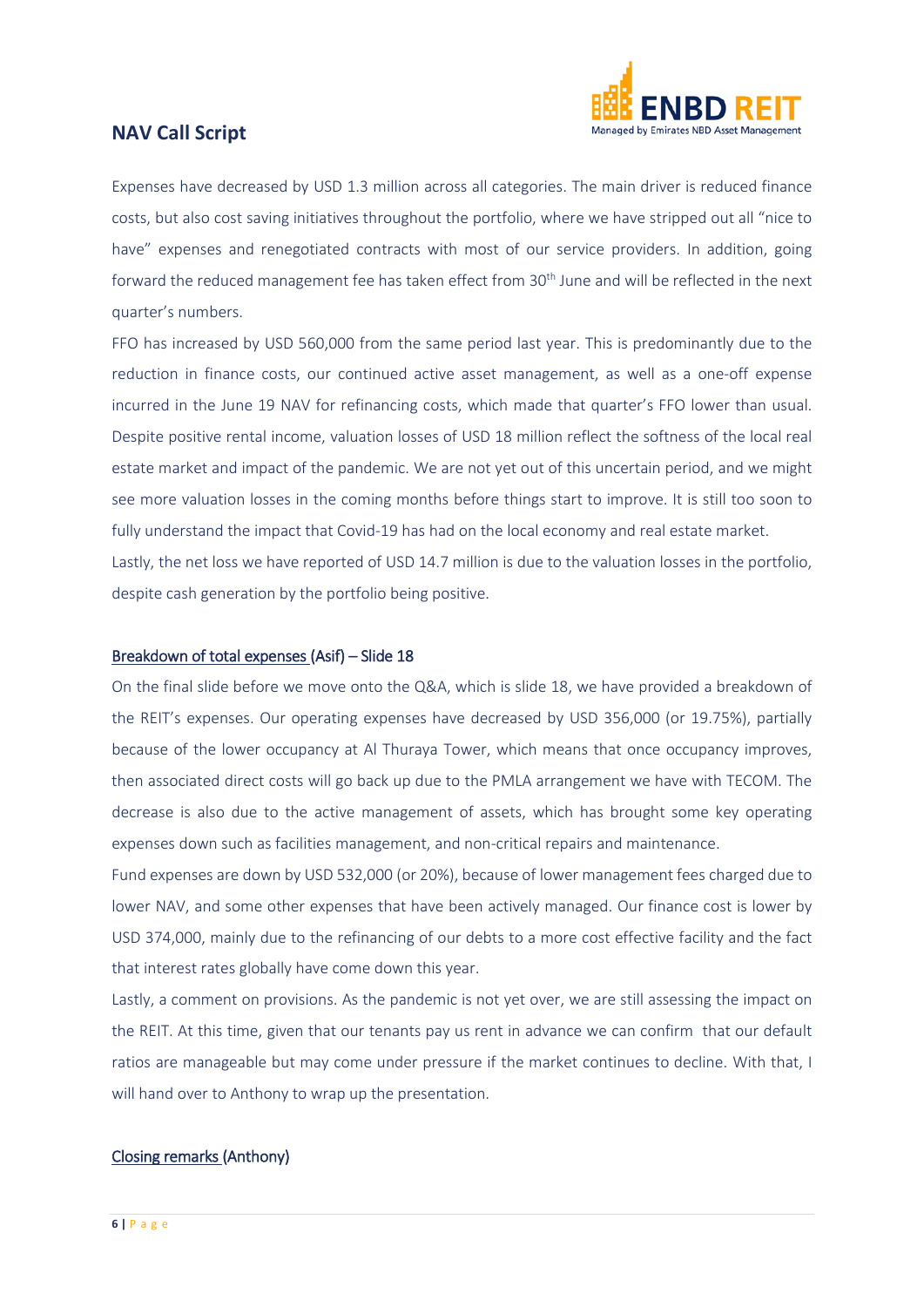Expenses have decreased by USD 1.3 million across all categories. The main driver is reduced finance costs, but also cost saving initiatives throughout the portfolio, where we have stripped out all "nice to have" expenses and renegotiated contracts with most of our service providers. In addition, going forward the reduced management fee has taken effect from 30th June and will be reflected in the next quarter's numbers.

FFO has increased by USD 560,000 from the same period last year. This is predominantly due to the reduction in finance costs, our continued active asset management, as well as a one-off expense incurred in the June 19 NAV for refinancing costs, which made that quarter's FFO lower than usual. Despite positive rental income, valuation losses of USD 18 million reflect the softness of the local real estate market and impact of the pandemic. We are not yet out of this uncertain period, and we might see more valuation losses in the coming months before things start to improve. It is still too soon to fully understand the impact that Covid-19 has had on the local economy and real estate market.

Lastly, the net loss we have reported of USD 14.7 million is due to the valuation losses in the portfolio, despite cash generation by the portfolio being positive.

<u>Breakdown of total expenses</u> (Asif) – Slide 18

On the final slide before we move onto the Q&A, which is slide 18, we have provided a breakdown of the REIT's expenses. Our operating expenses have decreased by USD 356,000 (or 19.75%), partially because of the lower occupancy at Al Thuraya Tower, which means that once occupancy improves, then associated direct costs will go back up due to the PMLA arrangement we have with TECOM. The decrease is also due to the active management of assets, which has brought some key operating expenses down such as facilities management, and non-critical repairs and maintenance.

Fund expenses are down by USD 532,000 (or 20%), because of lower management fees charged due to lower NAV, and some other expenses that have been actively managed. Our finance cost is lower by USD 374,000, mainly due to the refinancing of our debts to a more cost effective facility and the fact that interest rates globally have come down this year.

Lastly, a comment on provisions. As the pandemic is not yet over, we are still assessing the impact on the REIT. At this time, given that our tenants pay us rent in advance we can confirm that our default ratios are manageable but may come under pressure if the market continues to decline. With that, I will hand over to Anthony to wrap up the presentation.

<u>Closing remarks</u> (Anthony)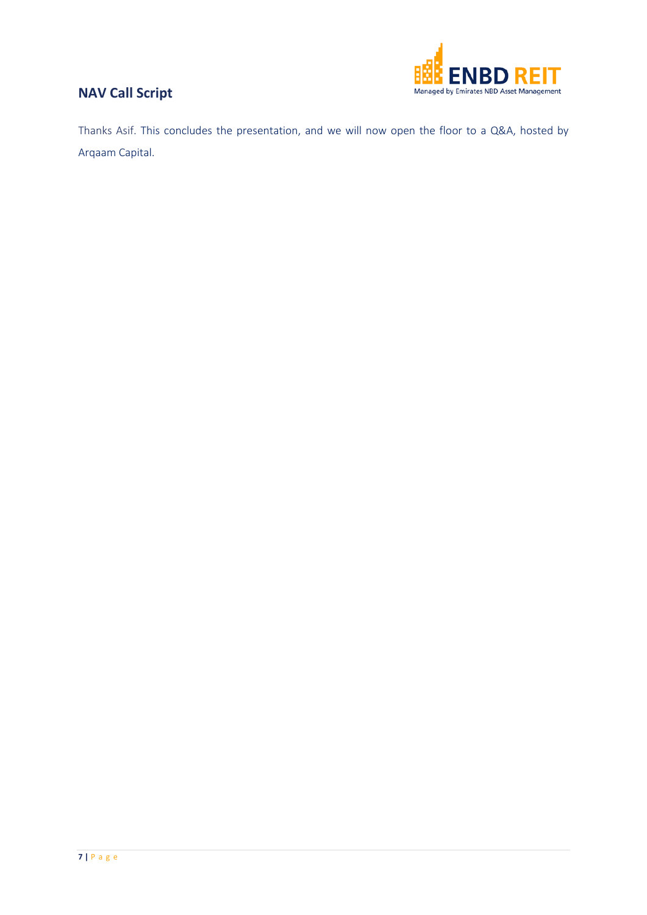Thanks Asif. This concludes the presentation, and we will now open the floor to a Q&A, hosted by Arqaam Capital.